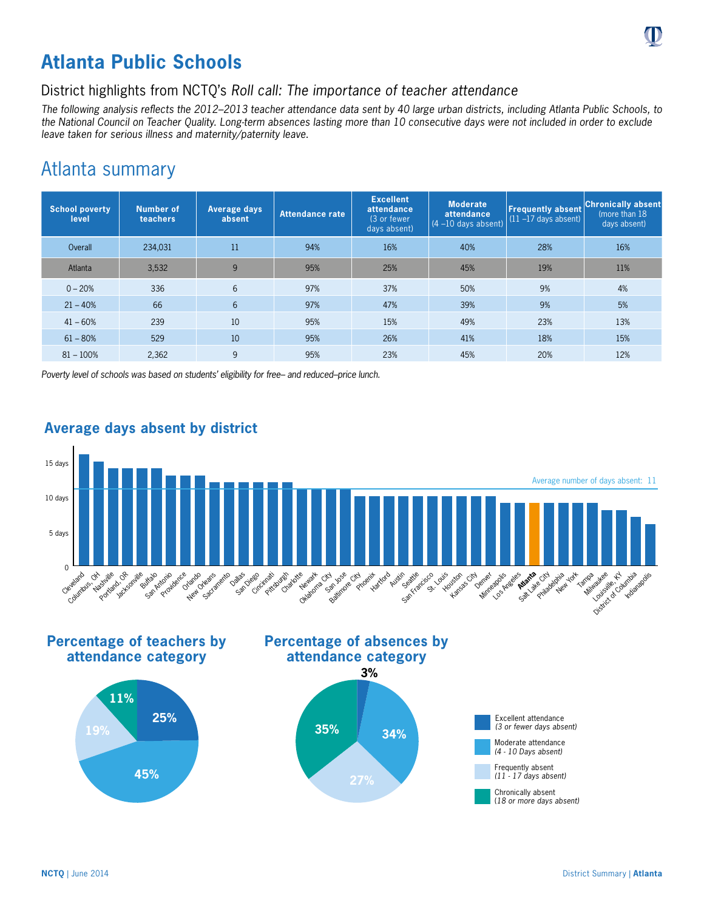// Atlanta Public Schools

## District highlights from NCTQ's *Roll call: The importance of teacher attendance*

*The following analysis reflects the 2012–2013 teacher attendance data sent by 40 large urban districts, including Atlanta Public Schools, to the National Council on Teacher Quality. Long-term absences lasting more than 10 consecutive days were not included in order to exclude leave taken for serious illness and maternity/paternity leave.*

## Atlanta summary

| School poverty level | Number of teachers | Average days absent | Attendance rate | Excellent attendance (3 or fewer days absent) | Moderate attendance (4 –10 days absent) | Frequently absent (11 –17 days absent) | Chronically absent (more than 18 days absent) |
|---|---|---|---|---|---|---|---|
| Overall | 234,031 | 11 | 94% | 16% | 40% | 28% | 16% |
| Atlanta | 3,532 | 9 | 95% | 25% | 45% | 19% | 11% |
| 0 – 20% | 336 | 6 | 97% | 37% | 50% | 9% | 4% |
| 21 – 40% | 66 | 6 | 97% | 47% | 39% | 9% | 5% |
| 41 – 60% | 239 | 10 | 95% | 15% | 49% | 23% | 13% |
| 61 – 80% | 529 | 10 | 95% | 26% | 41% | 18% | 15% |
| 81 – 100% | 2,362 | 9 | 95% | 23% | 45% | 20% | 12% |

*Poverty level of schools was based on students' eligibility for free– and reduced–price lunch.*

### Average days absent by district

15 days
10 days
5 days
0

Average number of days absent: 11

Cleveland, Columbus, OH, Nashville, Portland, OR, Jacksonville, Buffalo, San Antonio, Providence, Orlando, New Orleans, Sacramento, Dallas, San Diego, Cincinnati, Pittsburgh, Charlotte, Newark, Oklahoma City, San Jose, Baltimore City, Phoenix, Hartford, Austin, Seattle, San Francisco, St. Louis, Houston, Kansas City, Denver, Minneapolis, Los Angeles, **Atlanta**, Salt Lake City, Philadelphia, New York, Tampa, Milwaukee, Louisville, KY, District of Columbia, Indianapolis

### Percentage of teachers by attendance category

25%
45%
19%
11%

### Percentage of absences by attendance category

3%
34%
27%
35%

Excellent attendance *(3 or fewer days absent)*
Moderate attendance *(4 - 10 Days absent)*
Frequently absent *(11 - 17 days absent)*
Chronically absent *(18 or more days absent)*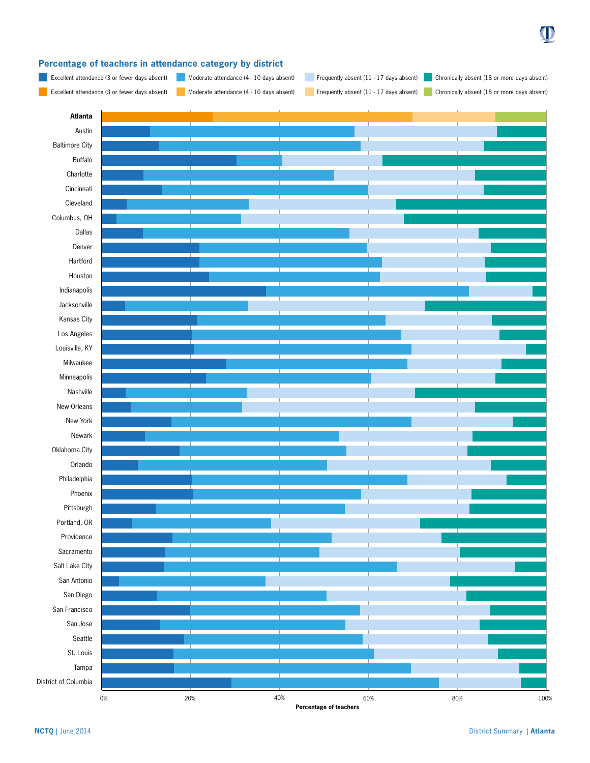## Percentage of teachers in attendance category by district

Excellent attendance (3 or fewer days absent)
Moderate attendance (4 - 10 days absent)
Frequently absent (11 - 17 days absent)
Chronically absent (18 or more days absent)

Excellent attendance (3 or fewer days absent)
Moderate attendance (4 - 10 days absent)
Frequently absent (11 - 17 days absent)
Chronically absent (18 or more days absent)

**Atlanta**
Austin
Baltimore City
Buffalo
Charlotte
Cincinnati
Cleveland
Columbus, OH
Dallas
Denver
Hartford
Houston
Indianapolis
Jacksonville
Kansas City
Los Angeles
Louisville, KY
Milwaukee
Minneapolis
Nashville
New Orleans
New York
Newark
Oklahoma City
Orlando
Philadelphia
Phoenix
Pittsburgh
Portland, OR
Providence
Sacramento
Salt Lake City
San Antonio
San Diego
San Francisco
San Jose
Seattle
St. Louis
Tampa
District of Columbia

0%
20%
40%
60%
80%
100%

Percentage of teachers